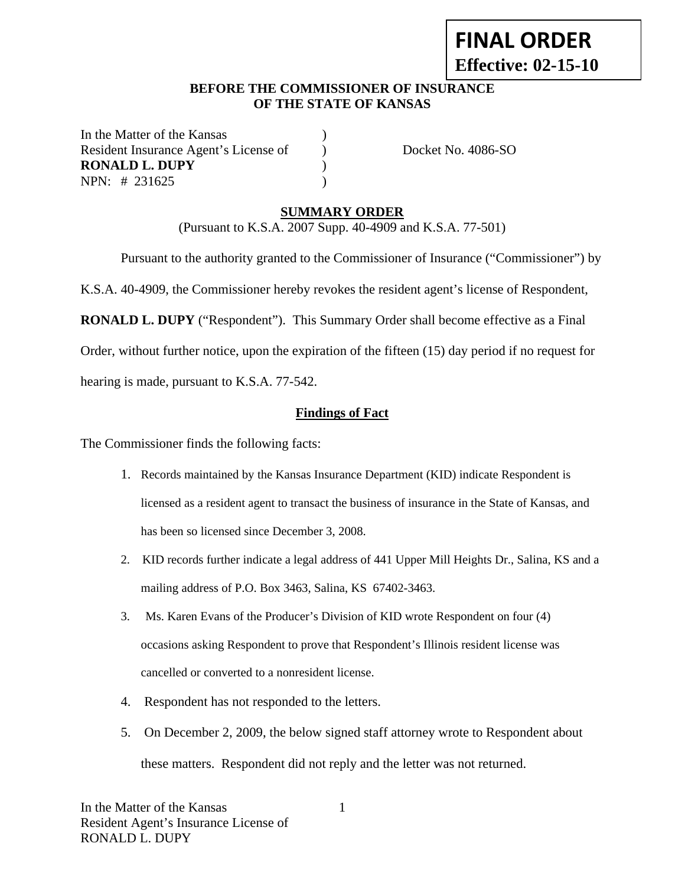**FINAL ORDER**
**Effective: 02-15-10**

**BEFORE THE COMMISSIONER OF INSURANCE**
**OF THE STATE OF KANSAS**

In the Matter of the Kansas )
Resident Insurance Agent's License of ) Docket No. 4086-SO
**RONALD L. DUPY** )
NPN: # 231625 )

## SUMMARY ORDER

(Pursuant to K.S.A. 2007 Supp. 40-4909 and K.S.A. 77-501)

Pursuant to the authority granted to the Commissioner of Insurance ("Commissioner") by K.S.A. 40-4909, the Commissioner hereby revokes the resident agent's license of Respondent, **RONALD L. DUPY** ("Respondent"). This Summary Order shall become effective as a Final Order, without further notice, upon the expiration of the fifteen (15) day period if no request for hearing is made, pursuant to K.S.A. 77-542.

### Findings of Fact

The Commissioner finds the following facts:

1. Records maintained by the Kansas Insurance Department (KID) indicate Respondent is licensed as a resident agent to transact the business of insurance in the State of Kansas, and has been so licensed since December 3, 2008.
2. KID records further indicate a legal address of 441 Upper Mill Heights Dr., Salina, KS and a mailing address of P.O. Box 3463, Salina, KS 67402-3463.
3. Ms. Karen Evans of the Producer's Division of KID wrote Respondent on four (4) occasions asking Respondent to prove that Respondent's Illinois resident license was cancelled or converted to a nonresident license.
4. Respondent has not responded to the letters.
5. On December 2, 2009, the below signed staff attorney wrote to Respondent about these matters. Respondent did not reply and the letter was not returned.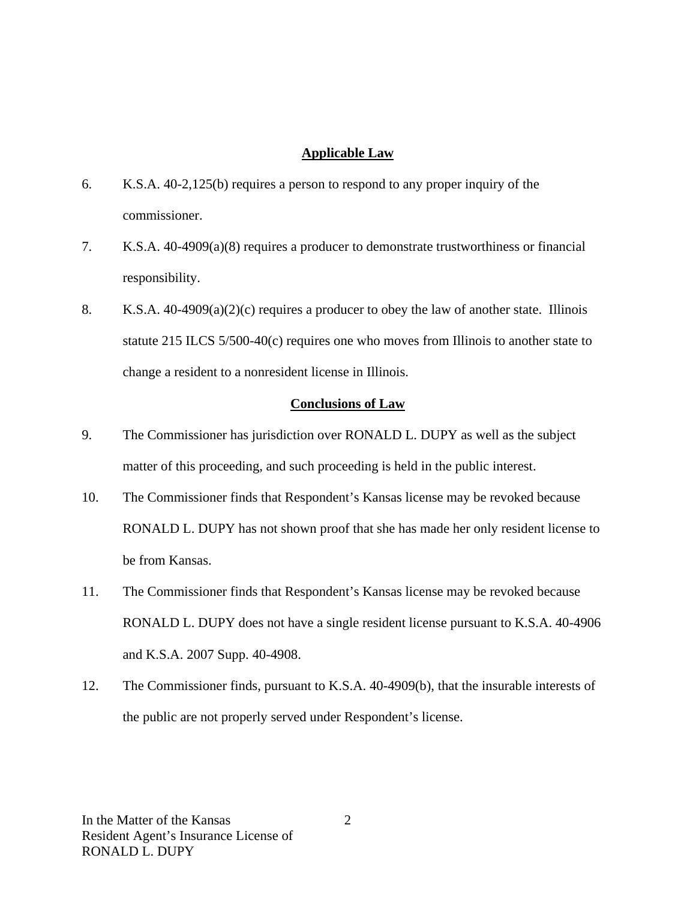## Applicable Law

6. K.S.A. 40-2,125(b) requires a person to respond to any proper inquiry of the commissioner.

7. K.S.A. 40-4909(a)(8) requires a producer to demonstrate trustworthiness or financial responsibility.

8. K.S.A. 40-4909(a)(2)(c) requires a producer to obey the law of another state. Illinois statute 215 ILCS 5/500-40(c) requires one who moves from Illinois to another state to change a resident to a nonresident license in Illinois.

## Conclusions of Law

9. The Commissioner has jurisdiction over RONALD L. DUPY as well as the subject matter of this proceeding, and such proceeding is held in the public interest.

10. The Commissioner finds that Respondent's Kansas license may be revoked because RONALD L. DUPY has not shown proof that she has made her only resident license to be from Kansas.

11. The Commissioner finds that Respondent's Kansas license may be revoked because RONALD L. DUPY does not have a single resident license pursuant to K.S.A. 40-4906 and K.S.A. 2007 Supp. 40-4908.

12. The Commissioner finds, pursuant to K.S.A. 40-4909(b), that the insurable interests of the public are not properly served under Respondent's license.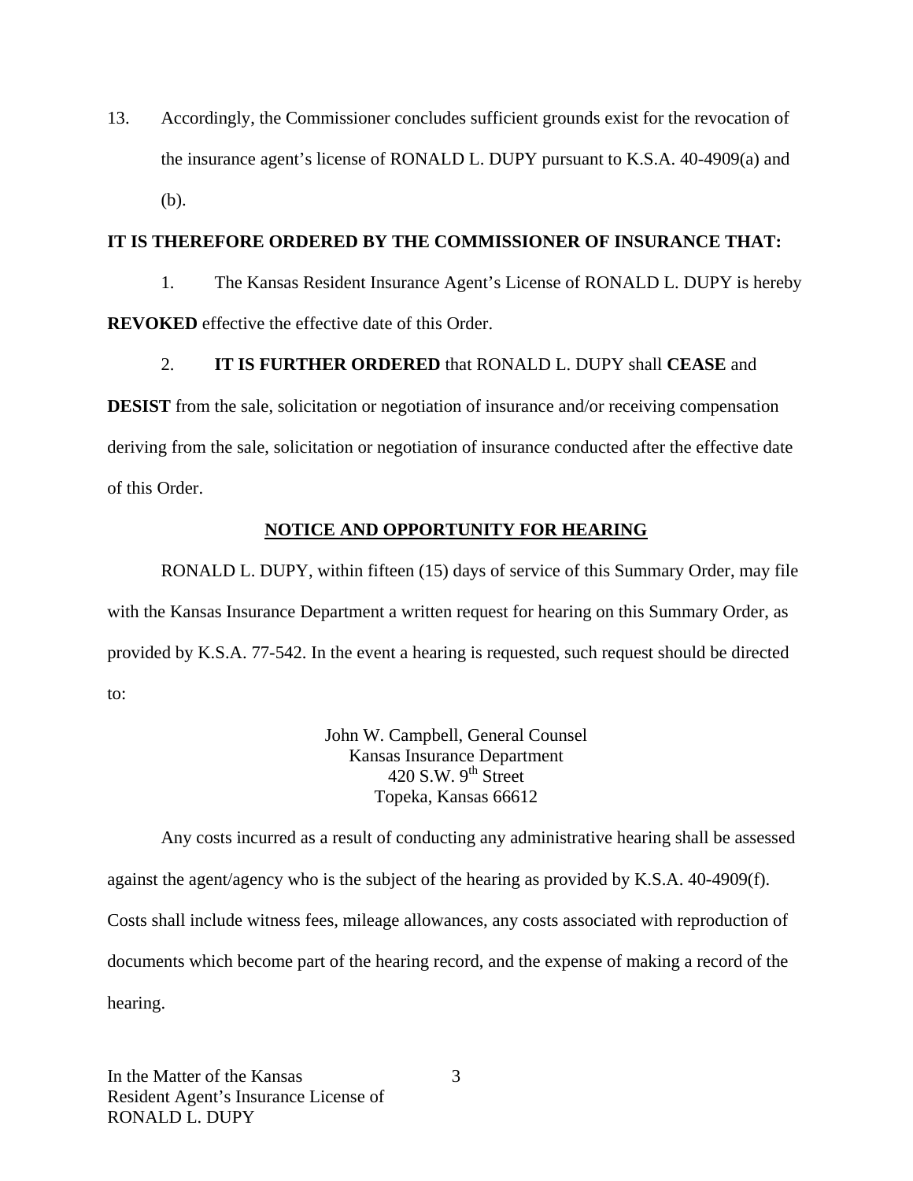13. Accordingly, the Commissioner concludes sufficient grounds exist for the revocation of the insurance agent's license of RONALD L. DUPY pursuant to K.S.A. 40-4909(a) and (b).

**IT IS THEREFORE ORDERED BY THE COMMISSIONER OF INSURANCE THAT:**

1. The Kansas Resident Insurance Agent's License of RONALD L. DUPY is hereby **REVOKED** effective the effective date of this Order.

2. **IT IS FURTHER ORDERED** that RONALD L. DUPY shall **CEASE** and **DESIST** from the sale, solicitation or negotiation of insurance and/or receiving compensation deriving from the sale, solicitation or negotiation of insurance conducted after the effective date of this Order.

## NOTICE AND OPPORTUNITY FOR HEARING

RONALD L. DUPY, within fifteen (15) days of service of this Summary Order, may file with the Kansas Insurance Department a written request for hearing on this Summary Order, as provided by K.S.A. 77-542. In the event a hearing is requested, such request should be directed to:

John W. Campbell, General Counsel
Kansas Insurance Department
420 S.W. 9th Street
Topeka, Kansas 66612

Any costs incurred as a result of conducting any administrative hearing shall be assessed against the agent/agency who is the subject of the hearing as provided by K.S.A. 40-4909(f). Costs shall include witness fees, mileage allowances, any costs associated with reproduction of documents which become part of the hearing record, and the expense of making a record of the hearing.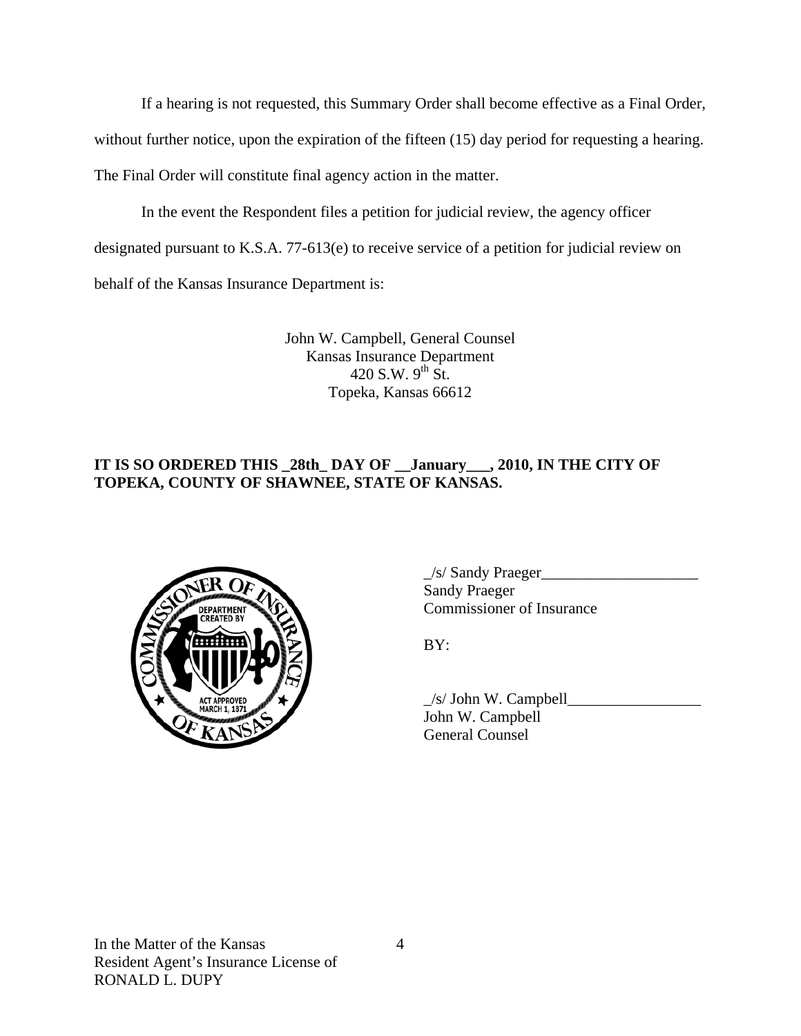If a hearing is not requested, this Summary Order shall become effective as a Final Order, without further notice, upon the expiration of the fifteen (15) day period for requesting a hearing. The Final Order will constitute final agency action in the matter.

In the event the Respondent files a petition for judicial review, the agency officer designated pursuant to K.S.A. 77-613(e) to receive service of a petition for judicial review on behalf of the Kansas Insurance Department is:

John W. Campbell, General Counsel
Kansas Insurance Department
420 S.W. 9th St.
Topeka, Kansas 66612

**IT IS SO ORDERED THIS _28th_ DAY OF __January___, 2010, IN THE CITY OF TOPEKA, COUNTY OF SHAWNEE, STATE OF KANSAS.**

_/s/ Sandy Praeger____________________
Sandy Praeger
Commissioner of Insurance

BY:

_/s/ John W. Campbell_________________
John W. Campbell
General Counsel

In the Matter of the Kansas
Resident Agent's Insurance License of
RONALD L. DUPY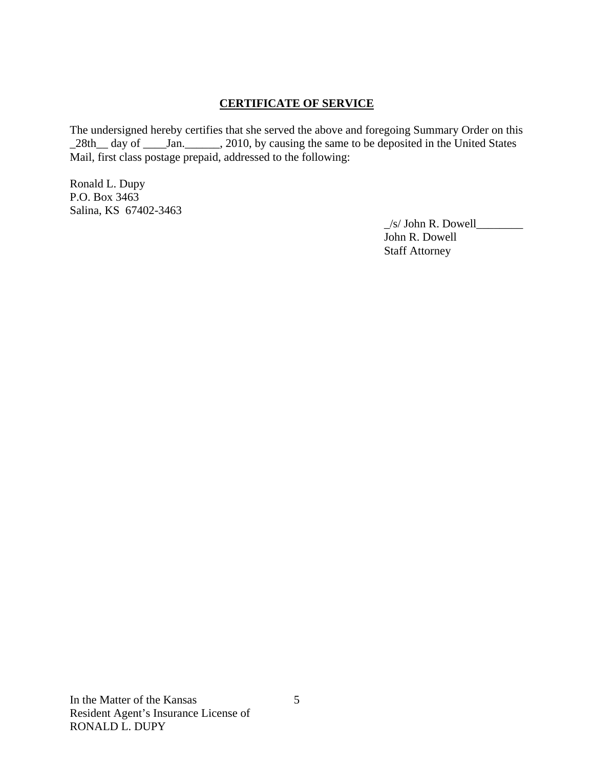**CERTIFICATE OF SERVICE**

The undersigned hereby certifies that she served the above and foregoing Summary Order on this _28th__ day of ____Jan.______, 2010, by causing the same to be deposited in the United States Mail, first class postage prepaid, addressed to the following:

Ronald L. Dupy
P.O. Box 3463
Salina, KS 67402-3463

_/s/ John R. Dowell________
John R. Dowell
Staff Attorney